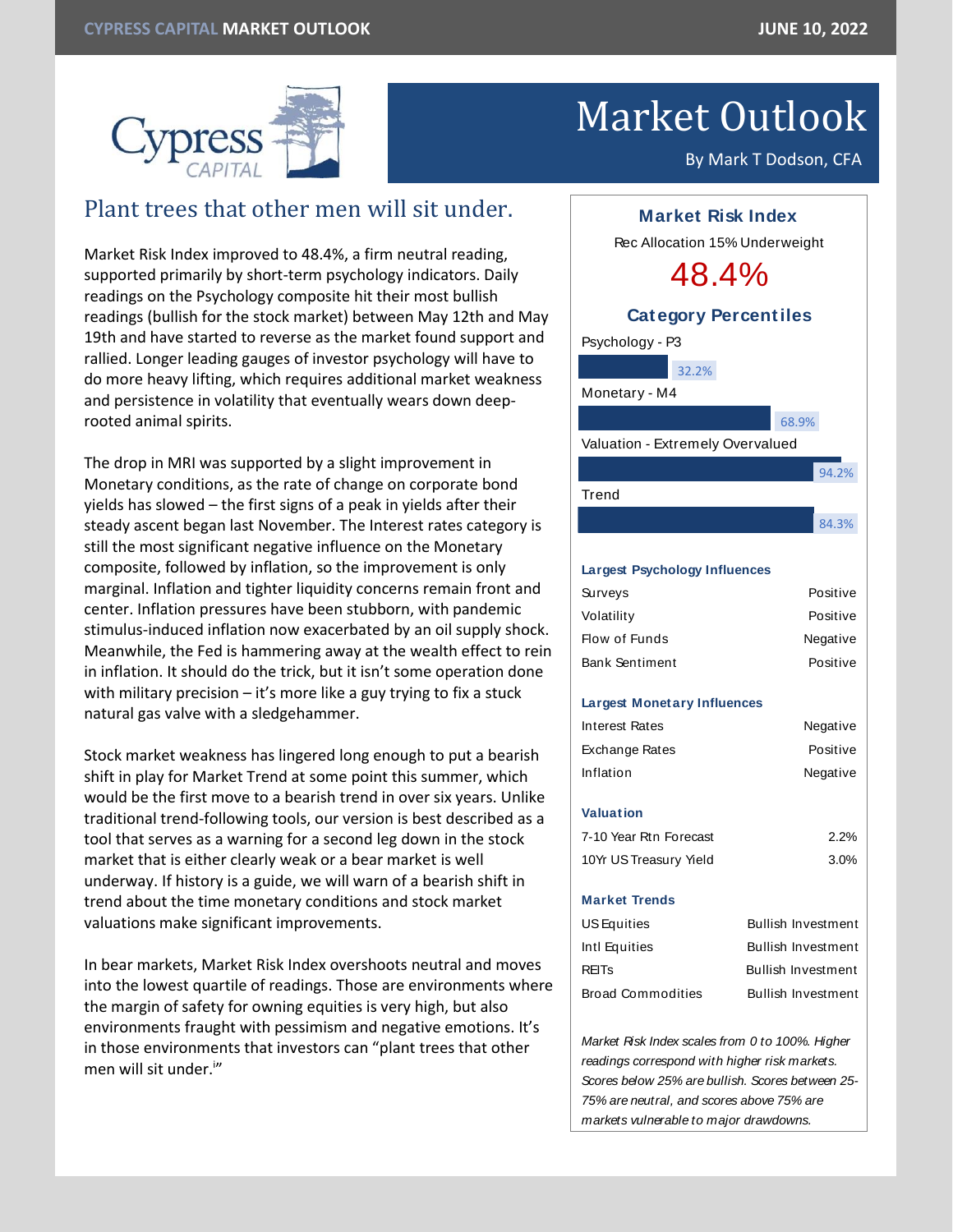# Market Outlook

By Mark T Dodson, CFA

## Plant trees that other men will sit under.

Market Risk Index improved to 48.4%, a firm neutral reading, supported primarily by short-term psychology indicators. Daily readings on the Psychology composite hit their most bullish readings (bullish for the stock market) between May 12th and May 19th and have started to reverse as the market found support and rallied. Longer leading gauges of investor psychology will have to do more heavy lifting, which requires additional market weakness and persistence in volatility that eventually wears down deep-rooted animal spirits.

The drop in MRI was supported by a slight improvement in Monetary conditions, as the rate of change on corporate bond yields has slowed – the first signs of a peak in yields after their steady ascent began last November. The Interest rates category is still the most significant negative influence on the Monetary composite, followed by inflation, so the improvement is only marginal. Inflation and tighter liquidity concerns remain front and center. Inflation pressures have been stubborn, with pandemic stimulus-induced inflation now exacerbated by an oil supply shock. Meanwhile, the Fed is hammering away at the wealth effect to rein in inflation. It should do the trick, but it isn't some operation done with military precision – it's more like a guy trying to fix a stuck natural gas valve with a sledgehammer.

Stock market weakness has lingered long enough to put a bearish shift in play for Market Trend at some point this summer, which would be the first move to a bearish trend in over six years. Unlike traditional trend-following tools, our version is best described as a tool that serves as a warning for a second leg down in the stock market that is either clearly weak or a bear market is well underway. If history is a guide, we will warn of a bearish shift in trend about the time monetary conditions and stock market valuations make significant improvements.

In bear markets, Market Risk Index overshoots neutral and moves into the lowest quartile of readings. Those are environments where the margin of safety for owning equities is very high, but also environments fraught with pessimism and negative emotions. It's in those environments that investors can "plant trees that other men will sit under.[i]"

### Market Risk Index

Rec Allocation 15% Underweight

**48.4%**

### Category Percentiles

| Category | Percentile |
|---|---|
| Psychology - P3 | 32.2% |
| Monetary - M4 | 68.9% |
| Valuation - Extremely Overvalued | 94.2% |
| Trend | 84.3% |

**Largest Psychology Influences**

| | |
|---|---|
| Surveys | Positive |
| Volatility | Positive |
| Flow of Funds | Negative |
| Bank Sentiment | Positive |

**Largest Monetary Influences**

| | |
|---|---|
| Interest Rates | Negative |
| Exchange Rates | Positive |
| Inflation | Negative |

**Valuation**

| | |
|---|---|
| 7-10 Year Rtn Forecast | 2.2% |
| 10Yr US Treasury Yield | 3.0% |

**Market Trends**

| | |
|---|---|
| US Equities | Bullish Investment |
| Intl Equities | Bullish Investment |
| REITs | Bullish Investment |
| Broad Commodities | Bullish Investment |

*Market Risk Index scales from 0 to 100%. Higher readings correspond with higher risk markets. Scores below 25% are bullish. Scores between 25-75% are neutral, and scores above 75% are markets vulnerable to major drawdowns.*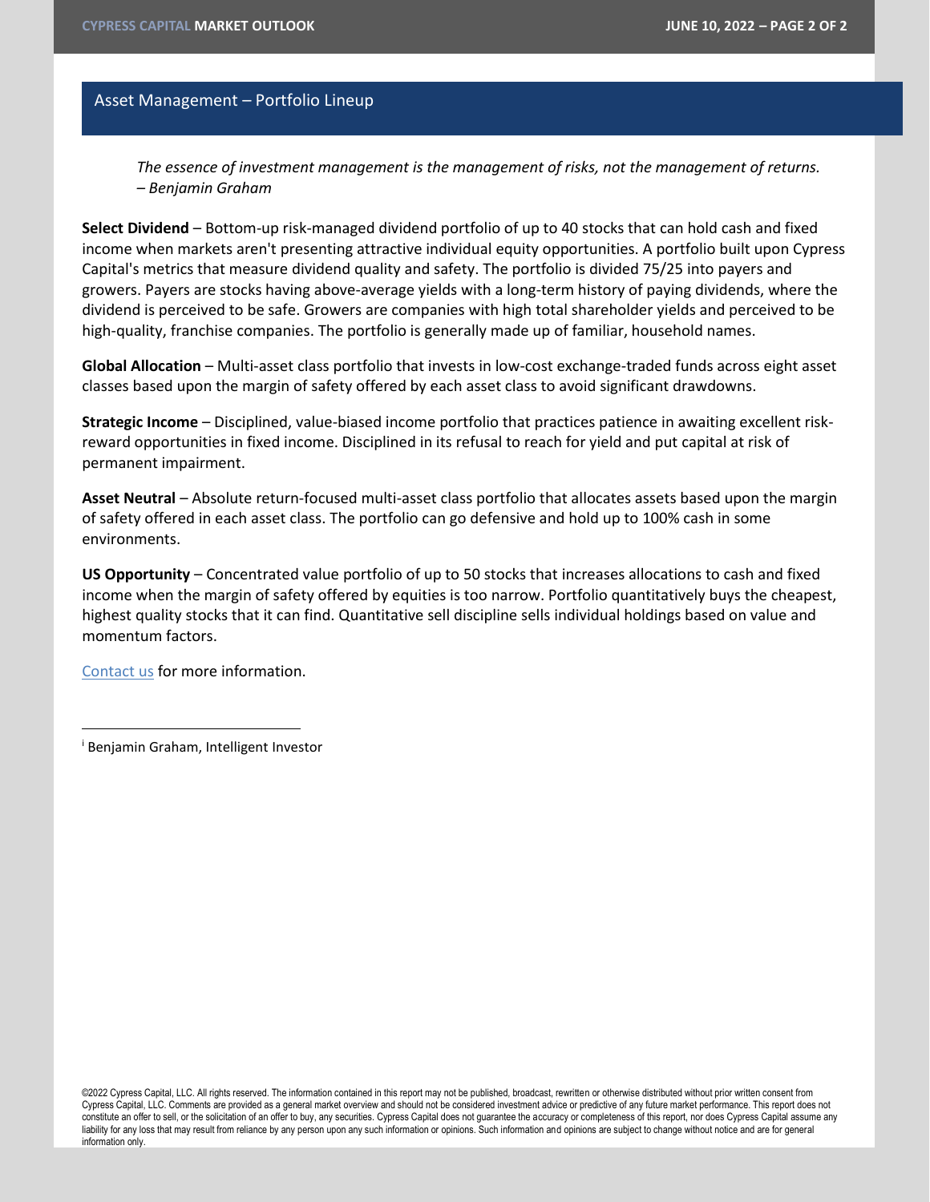## Asset Management – Portfolio Lineup

*The essence of investment management is the management of risks, not the management of returns. – Benjamin Graham*

**Select Dividend** – Bottom-up risk-managed dividend portfolio of up to 40 stocks that can hold cash and fixed income when markets aren't presenting attractive individual equity opportunities. A portfolio built upon Cypress Capital's metrics that measure dividend quality and safety. The portfolio is divided 75/25 into payers and growers. Payers are stocks having above-average yields with a long-term history of paying dividends, where the dividend is perceived to be safe. Growers are companies with high total shareholder yields and perceived to be high-quality, franchise companies. The portfolio is generally made up of familiar, household names.

**Global Allocation** – Multi-asset class portfolio that invests in low-cost exchange-traded funds across eight asset classes based upon the margin of safety offered by each asset class to avoid significant drawdowns.

**Strategic Income** – Disciplined, value-biased income portfolio that practices patience in awaiting excellent risk-reward opportunities in fixed income. Disciplined in its refusal to reach for yield and put capital at risk of permanent impairment.

**Asset Neutral** – Absolute return-focused multi-asset class portfolio that allocates assets based upon the margin of safety offered in each asset class. The portfolio can go defensive and hold up to 100% cash in some environments.

**US Opportunity** – Concentrated value portfolio of up to 50 stocks that increases allocations to cash and fixed income when the margin of safety offered by equities is too narrow. Portfolio quantitatively buys the cheapest, highest quality stocks that it can find. Quantitative sell discipline sells individual holdings based on value and momentum factors.

Contact us for more information.

---

[i] Benjamin Graham, Intelligent Investor

©2022 Cypress Capital, LLC. All rights reserved. The information contained in this report may not be published, broadcast, rewritten or otherwise distributed without prior written consent from Cypress Capital, LLC. Comments are provided as a general market overview and should not be considered investment advice or predictive of any future market performance. This report does not constitute an offer to sell, or the solicitation of an offer to buy, any securities. Cypress Capital does not guarantee the accuracy or completeness of this report, nor does Cypress Capital assume any liability for any loss that may result from reliance by any person upon any such information or opinions. Such information and opinions are subject to change without notice and are for general information only.